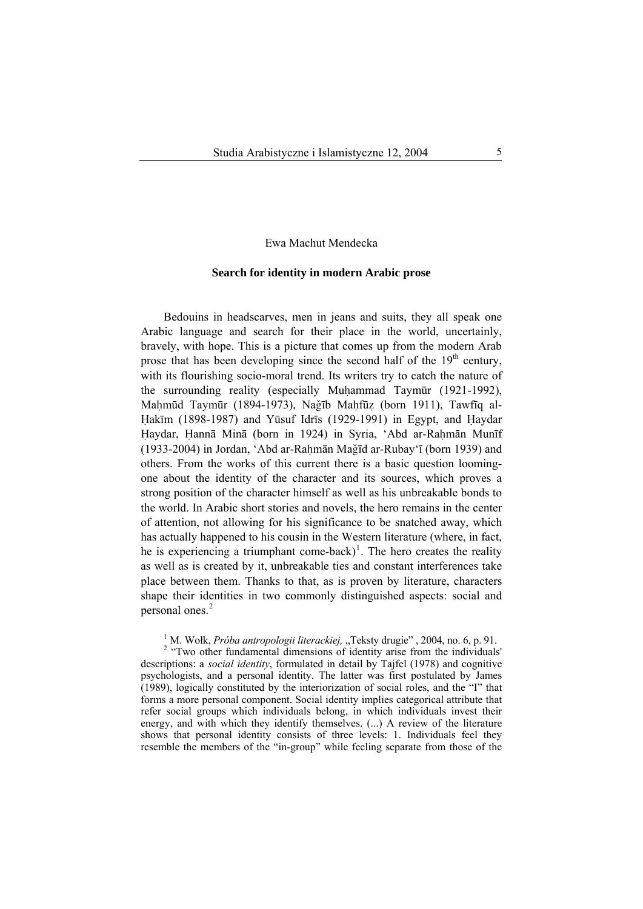Ewa Machut Mendecka

## Search for identity in modern Arabic prose

Bedouins in headscarves, men in jeans and suits, they all speak one Arabic language and search for their place in the world, uncertainly, bravely, with hope. This is a picture that comes up from the modern Arab prose that has been developing since the second half of the 19th century, with its flourishing socio-moral trend. Its writers try to catch the nature of the surrounding reality (especially Muḥammad Taymūr (1921-1992), Maḥmūd Taymūr (1894-1973), Naǧīb Maḥfūẓ (born 1911), Tawfīq al-Ḥakīm (1898-1987) and Yūsuf Idrīs (1929-1991) in Egypt, and Ḥaydar Ḥaydar, Ḥannā Minā (born in 1924) in Syria, ʻAbd ar-Raḥmān Munīf (1933-2004) in Jordan, ʻAbd ar-Raḥmān Maǧīd ar-Rubayʻī (born 1939) and others. From the works of this current there is a basic question looming-one about the identity of the character and its sources, which proves a strong position of the character himself as well as his unbreakable bonds to the world. In Arabic short stories and novels, the hero remains in the center of attention, not allowing for his significance to be snatched away, which has actually happened to his cousin in the Western literature (where, in fact, he is experiencing a triumphant come-back)[1]. The hero creates the reality as well as is created by it, unbreakable ties and constant interferences take place between them. Thanks to that, as is proven by literature, characters shape their identities in two commonly distinguished aspects: social and personal ones.[2]

---

[1] M. Wołk, *Próba antropologii literackiej,* „Teksty drugie" , 2004, no. 6, p. 91.

[2] "Two other fundamental dimensions of identity arise from the individuals' descriptions: a *social identity*, formulated in detail by Tajfel (1978) and cognitive psychologists, and a personal identity. The latter was first postulated by James (1989), logically constituted by the interiorization of social roles, and the "I" that forms a more personal component. Social identity implies categorical attribute that refer social groups which individuals belong, in which individuals invest their energy, and with which they identify themselves. (...) A review of the literature shows that personal identity consists of three levels: 1. Individuals feel they resemble the members of the "in-group" while feeling separate from those of the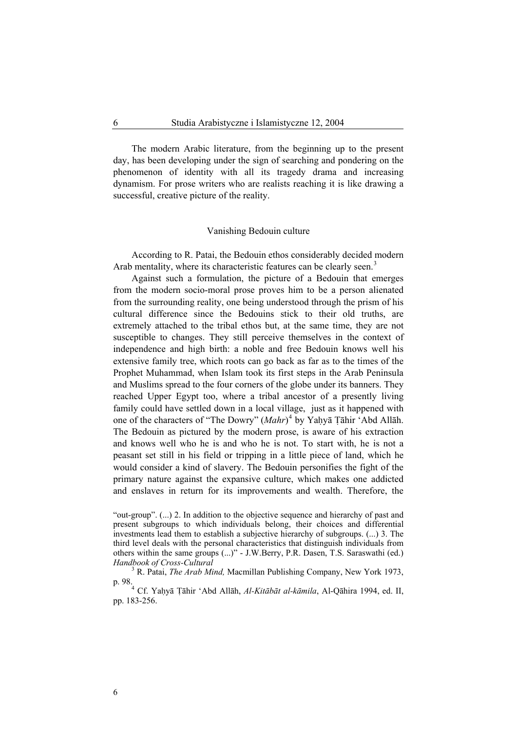The modern Arabic literature, from the beginning up to the present day, has been developing under the sign of searching and pondering on the phenomenon of identity with all its tragedy drama and increasing dynamism. For prose writers who are realists reaching it is like drawing a successful, creative picture of the reality.

## Vanishing Bedouin culture

According to R. Patai, the Bedouin ethos considerably decided modern Arab mentality, where its characteristic features can be clearly seen.[3]

Against such a formulation, the picture of a Bedouin that emerges from the modern socio-moral prose proves him to be a person alienated from the surrounding reality, one being understood through the prism of his cultural difference since the Bedouins stick to their old truths, are extremely attached to the tribal ethos but, at the same time, they are not susceptible to changes. They still perceive themselves in the context of independence and high birth: a noble and free Bedouin knows well his extensive family tree, which roots can go back as far as to the times of the Prophet Muhammad, when Islam took its first steps in the Arab Peninsula and Muslims spread to the four corners of the globe under its banners. They reached Upper Egypt too, where a tribal ancestor of a presently living family could have settled down in a local village, just as it happened with one of the characters of "The Dowry" (*Mahr*)[4] by Yaḥyā Ṭāhir 'Abd Allāh. The Bedouin as pictured by the modern prose, is aware of his extraction and knows well who he is and who he is not. To start with, he is not a peasant set still in his field or tripping in a little piece of land, which he would consider a kind of slavery. The Bedouin personifies the fight of the primary nature against the expansive culture, which makes one addicted and enslaves in return for its improvements and wealth. Therefore, the

---

"out-group". (...) 2. In addition to the objective sequence and hierarchy of past and present subgroups to which individuals belong, their choices and differential investments lead them to establish a subjective hierarchy of subgroups. (...) 3. The third level deals with the personal characteristics that distinguish individuals from others within the same groups (...)" - J.W.Berry, P.R. Dasen, T.S. Saraswathi (ed.) *Handbook of Cross-Cultural*

[3] R. Patai, *The Arab Mind,* Macmillan Publishing Company, New York 1973, p. 98.

[4] Cf. Yaḥyā Ṭāhir 'Abd Allāh, *Al-Kitābāt al-kāmila*, Al-Qāhira 1994, ed. II, pp. 183-256.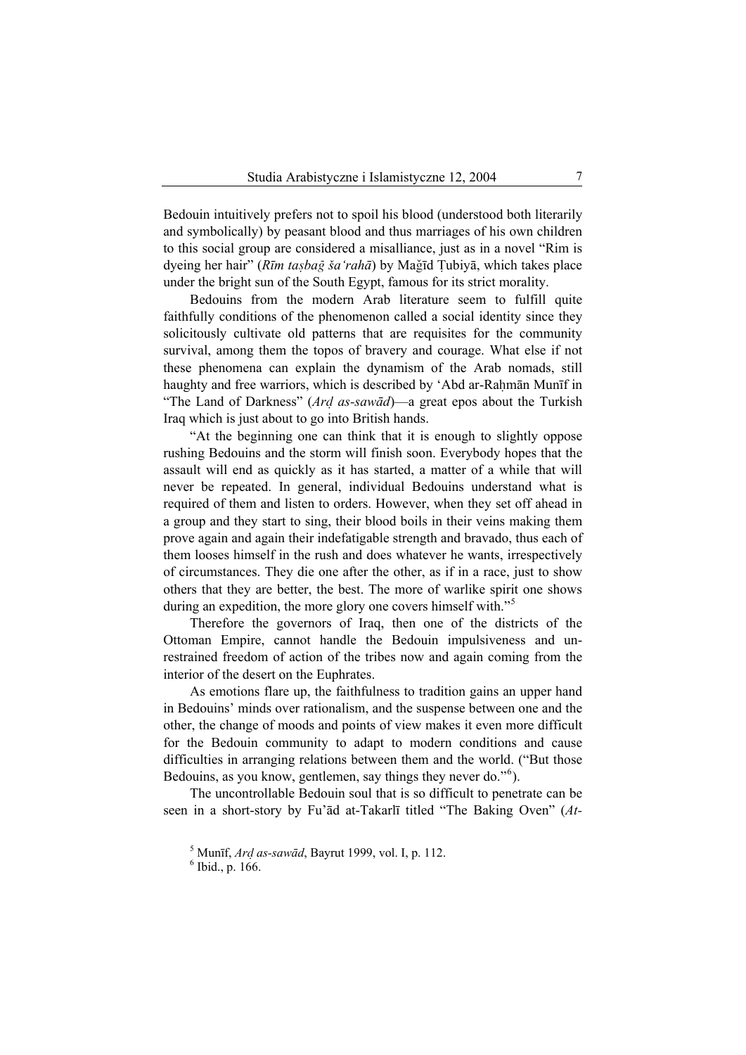Bedouin intuitively prefers not to spoil his blood (understood both literarily and symbolically) by peasant blood and thus marriages of his own children to this social group are considered a misalliance, just as in a novel “Rim is dyeing her hair” (*Rīm taṣbaġ šaʻrahā*) by Maǧīd Ṭubiyā, which takes place under the bright sun of the South Egypt, famous for its strict morality.

Bedouins from the modern Arab literature seem to fulfill quite faithfully conditions of the phenomenon called a social identity since they solicitously cultivate old patterns that are requisites for the community survival, among them the topos of bravery and courage. What else if not these phenomena can explain the dynamism of the Arab nomads, still haughty and free warriors, which is described by ʻAbd ar-Raḥmān Munīf in “The Land of Darkness” (*Arḍ as-sawād*)—a great epos about the Turkish Iraq which is just about to go into British hands.

“At the beginning one can think that it is enough to slightly oppose rushing Bedouins and the storm will finish soon. Everybody hopes that the assault will end as quickly as it has started, a matter of a while that will never be repeated. In general, individual Bedouins understand what is required of them and listen to orders. However, when they set off ahead in a group and they start to sing, their blood boils in their veins making them prove again and again their indefatigable strength and bravado, thus each of them looses himself in the rush and does whatever he wants, irrespectively of circumstances. They die one after the other, as if in a race, just to show others that they are better, the best. The more of warlike spirit one shows during an expedition, the more glory one covers himself with.”[5]

Therefore the governors of Iraq, then one of the districts of the Ottoman Empire, cannot handle the Bedouin impulsiveness and unrestrained freedom of action of the tribes now and again coming from the interior of the desert on the Euphrates.

As emotions flare up, the faithfulness to tradition gains an upper hand in Bedouins’ minds over rationalism, and the suspense between one and the other, the change of moods and points of view makes it even more difficult for the Bedouin community to adapt to modern conditions and cause difficulties in arranging relations between them and the world. (“But those Bedouins, as you know, gentlemen, say things they never do.”[6]).

The uncontrollable Bedouin soul that is so difficult to penetrate can be seen in a short-story by Fu’ād at-Takarlī titled “The Baking Oven” (*At-*

[5] Munīf, *Arḍ as-sawād*, Bayrut 1999, vol. I, p. 112.

[6] Ibid., p. 166.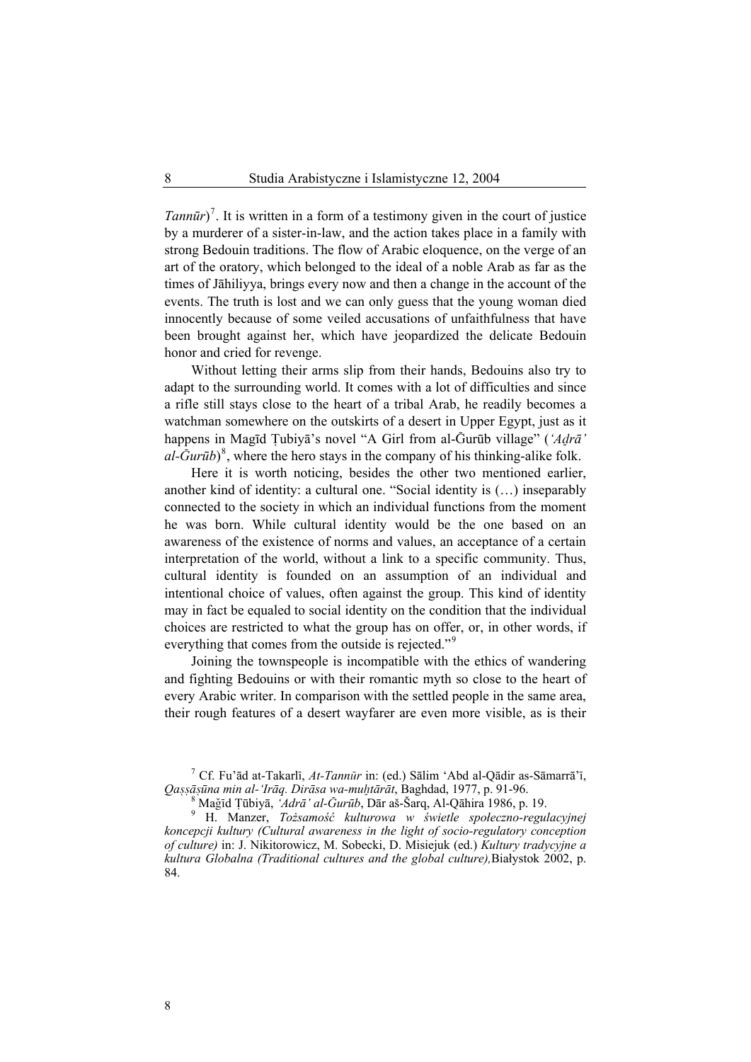*Tannūr*)[7]. It is written in a form of a testimony given in the court of justice by a murderer of a sister-in-law, and the action takes place in a family with strong Bedouin traditions. The flow of Arabic eloquence, on the verge of an art of the oratory, which belonged to the ideal of a noble Arab as far as the times of Jāhiliyya, brings every now and then a change in the account of the events. The truth is lost and we can only guess that the young woman died innocently because of some veiled accusations of unfaithfulness that have been brought against her, which have jeopardized the delicate Bedouin honor and cried for revenge.

Without letting their arms slip from their hands, Bedouins also try to adapt to the surrounding world. It comes with a lot of difficulties and since a rifle still stays close to the heart of a tribal Arab, he readily becomes a watchman somewhere on the outskirts of a desert in Upper Egypt, just as it happens in Magīd Ṭubiyā's novel "A Girl from al-Ġurūb village" (*'Aḏrā' al-Ġurūb*)[8], where the hero stays in the company of his thinking-alike folk.

Here it is worth noticing, besides the other two mentioned earlier, another kind of identity: a cultural one. "Social identity is (…) inseparably connected to the society in which an individual functions from the moment he was born. While cultural identity would be the one based on an awareness of the existence of norms and values, an acceptance of a certain interpretation of the world, without a link to a specific community. Thus, cultural identity is founded on an assumption of an individual and intentional choice of values, often against the group. This kind of identity may in fact be equaled to social identity on the condition that the individual choices are restricted to what the group has on offer, or, in other words, if everything that comes from the outside is rejected."[9]

Joining the townspeople is incompatible with the ethics of wandering and fighting Bedouins or with their romantic myth so close to the heart of every Arabic writer. In comparison with the settled people in the same area, their rough features of a desert wayfarer are even more visible, as is their

---

[7] Cf. Fu'ād at-Takarlī, *At-Tannūr* in: (ed.) Sālim 'Abd al-Qādir as-Sāmarrā'ī, *Qaṣṣāṣūna min al-'Irāq. Dirāsa wa-muḫtārāt*, Baghdad, 1977, p. 91-96.

[8] Maǧīd Ṭūbiyā, *'Adrā' al-Ġurūb*, Dār aš-Šarq, Al-Qāhira 1986, p. 19.

[9] H. Manzer, *Tożsamość kulturowa w świetle społeczno-regulacyjnej koncepcji kultury (Cultural awareness in the light of socio-regulatory conception of culture)* in: J. Nikitorowicz, M. Sobecki, D. Misiejuk (ed.) *Kultury tradycyjne a kultura Globalna (Traditional cultures and the global culture),*Białystok 2002, p. 84.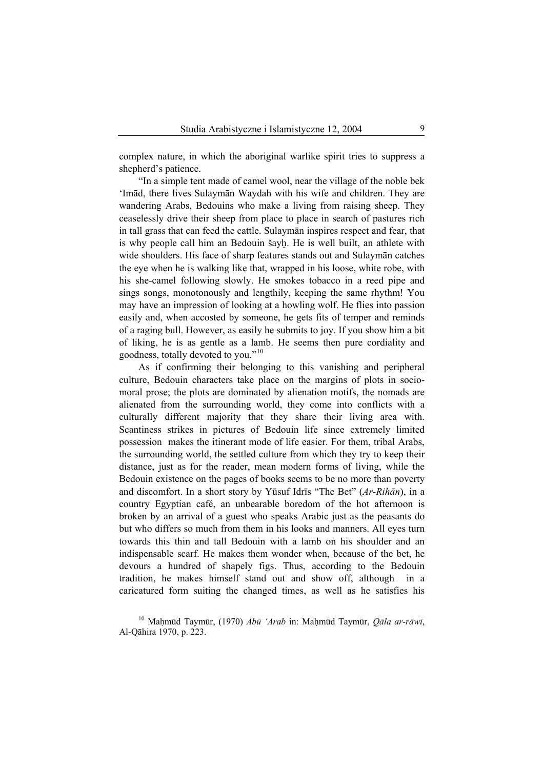complex nature, in which the aboriginal warlike spirit tries to suppress a shepherd's patience.

"In a simple tent made of camel wool, near the village of the noble bek ʻImād, there lives Sulaymān Waydah with his wife and children. They are wandering Arabs, Bedouins who make a living from raising sheep. They ceaselessly drive their sheep from place to place in search of pastures rich in tall grass that can feed the cattle. Sulaymān inspires respect and fear, that is why people call him an Bedouin šayẖ. He is well built, an athlete with wide shoulders. His face of sharp features stands out and Sulaymān catches the eye when he is walking like that, wrapped in his loose, white robe, with his she-camel following slowly. He smokes tobacco in a reed pipe and sings songs, monotonously and lengthily, keeping the same rhythm! You may have an impression of looking at a howling wolf. He flies into passion easily and, when accosted by someone, he gets fits of temper and reminds of a raging bull. However, as easily he submits to joy. If you show him a bit of liking, he is as gentle as a lamb. He seems then pure cordiality and goodness, totally devoted to you."[10]

As if confirming their belonging to this vanishing and peripheral culture, Bedouin characters take place on the margins of plots in socio-moral prose; the plots are dominated by alienation motifs, the nomads are alienated from the surrounding world, they come into conflicts with a culturally different majority that they share their living area with. Scantiness strikes in pictures of Bedouin life since extremely limited possession makes the itinerant mode of life easier. For them, tribal Arabs, the surrounding world, the settled culture from which they try to keep their distance, just as for the reader, mean modern forms of living, while the Bedouin existence on the pages of books seems to be no more than poverty and discomfort. In a short story by Yūsuf Idrīs "The Bet" (*Ar-Rihān*), in a country Egyptian café, an unbearable boredom of the hot afternoon is broken by an arrival of a guest who speaks Arabic just as the peasants do but who differs so much from them in his looks and manners. All eyes turn towards this thin and tall Bedouin with a lamb on his shoulder and an indispensable scarf. He makes them wonder when, because of the bet, he devours a hundred of shapely figs. Thus, according to the Bedouin tradition, he makes himself stand out and show off, although in a caricatured form suiting the changed times, as well as he satisfies his

[10] Maḥmūd Taymūr, (1970) *Abū ʻArab* in: Maḥmūd Taymūr, *Qāla ar-rāwī*, Al-Qāhira 1970, p. 223.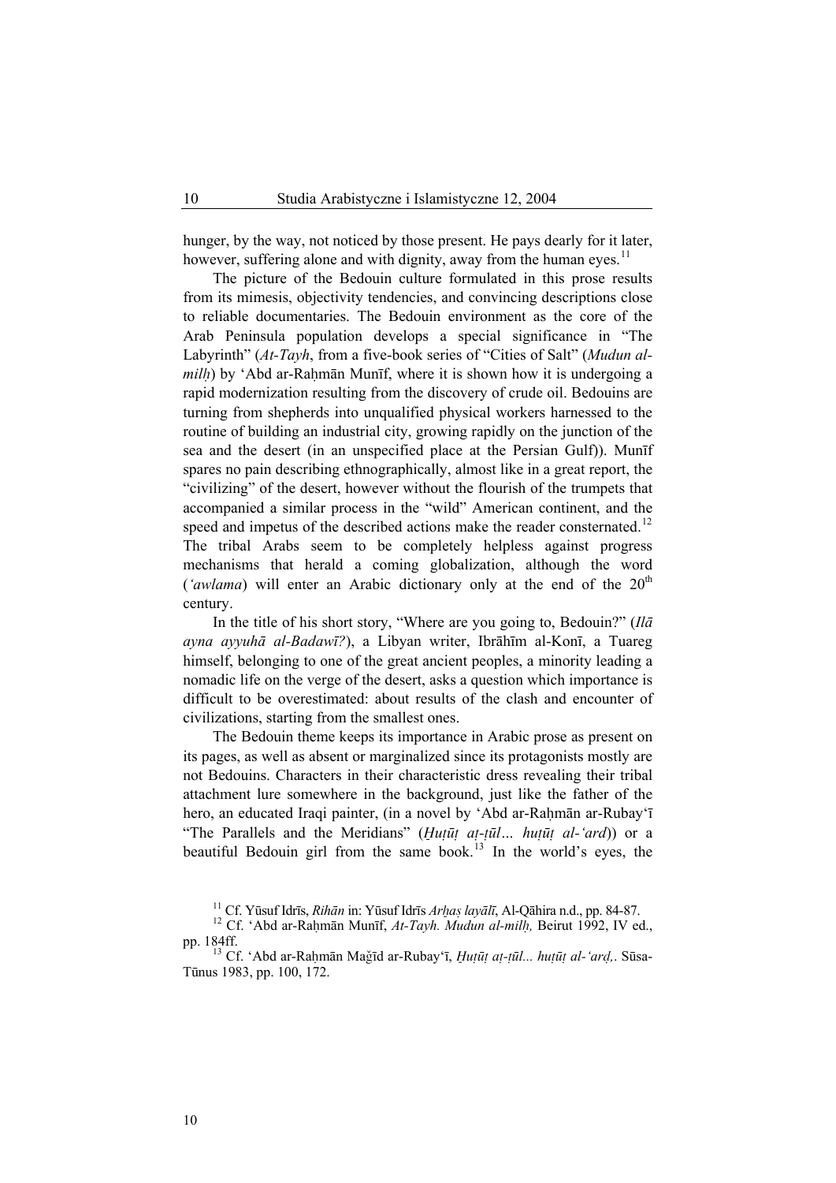hunger, by the way, not noticed by those present. He pays dearly for it later, however, suffering alone and with dignity, away from the human eyes.[11]

The picture of the Bedouin culture formulated in this prose results from its mimesis, objectivity tendencies, and convincing descriptions close to reliable documentaries. The Bedouin environment as the core of the Arab Peninsula population develops a special significance in "The Labyrinth" (*At-Tayh*, from a five-book series of "Cities of Salt" (*Mudun al-milḥ*) by ʻAbd ar-Raḥmān Munīf, where it is shown how it is undergoing a rapid modernization resulting from the discovery of crude oil. Bedouins are turning from shepherds into unqualified physical workers harnessed to the routine of building an industrial city, growing rapidly on the junction of the sea and the desert (in an unspecified place at the Persian Gulf)). Munīf spares no pain describing ethnographically, almost like in a great report, the "civilizing" of the desert, however without the flourish of the trumpets that accompanied a similar process in the "wild" American continent, and the speed and impetus of the described actions make the reader consternated.[12] The tribal Arabs seem to be completely helpless against progress mechanisms that herald a coming globalization, although the word (*ʻawlama*) will enter an Arabic dictionary only at the end of the 20th century.

In the title of his short story, "Where are you going to, Bedouin?" (*Ilā ayna ayyuhā al-Badawī?*), a Libyan writer, Ibrāhīm al-Konī, a Tuareg himself, belonging to one of the great ancient peoples, a minority leading a nomadic life on the verge of the desert, asks a question which importance is difficult to be overestimated: about results of the clash and encounter of civilizations, starting from the smallest ones.

The Bedouin theme keeps its importance in Arabic prose as present on its pages, as well as absent or marginalized since its protagonists mostly are not Bedouins. Characters in their characteristic dress revealing their tribal attachment lure somewhere in the background, just like the father of the hero, an educated Iraqi painter, (in a novel by ʻAbd ar-Raḥmān ar-Rubayʻī "The Parallels and the Meridians" (*Ḫuṭūṭ aṭ-ṭūl… ḫuṭūṭ al-ʻarḍ*)) or a beautiful Bedouin girl from the same book.[13] In the world's eyes, the

[11] Cf. Yūsuf Idrīs, *Rihān* in: Yūsuf Idrīs *Arḫaṣ layālī*, Al-Qāhira n.d., pp. 84-87.

[12] Cf. ʻAbd ar-Raḥmān Munīf, *At-Tayh. Mudun al-milḥ,* Beirut 1992, IV ed., pp. 184ff.

[13] Cf. ʻAbd ar-Raḥmān Maǧīd ar-Rubayʻī, *Ḫuṭūṭ aṭ-ṭūl... ḫuṭūṭ al-ʻarḍ,*. Sūsa-Tūnus 1983, pp. 100, 172.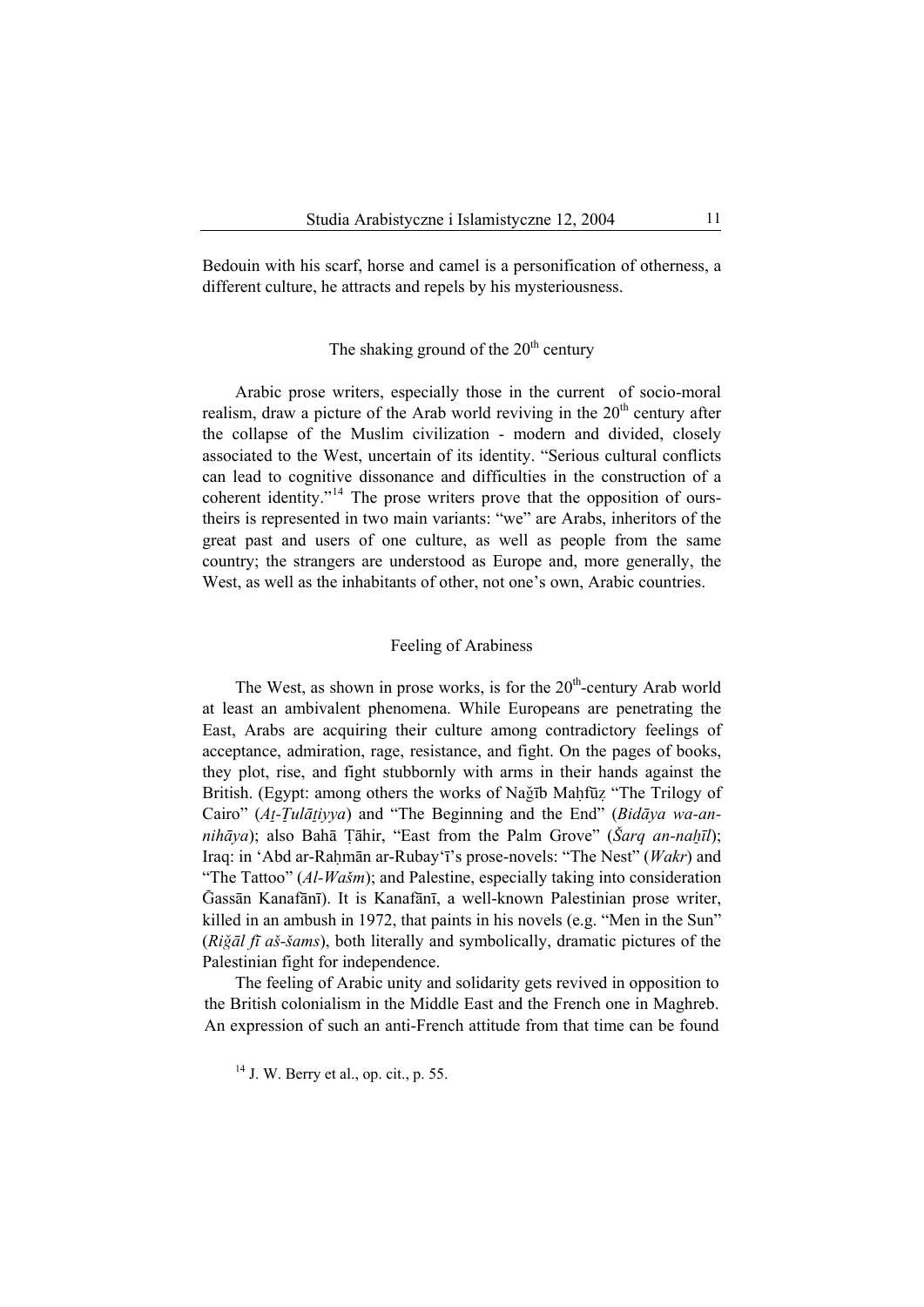Bedouin with his scarf, horse and camel is a personification of otherness, a different culture, he attracts and repels by his mysteriousness.

## The shaking ground of the 20th century

Arabic prose writers, especially those in the current of socio-moral realism, draw a picture of the Arab world reviving in the 20th century after the collapse of the Muslim civilization - modern and divided, closely associated to the West, uncertain of its identity. "Serious cultural conflicts can lead to cognitive dissonance and difficulties in the construction of a coherent identity."[14] The prose writers prove that the opposition of ours-theirs is represented in two main variants: "we" are Arabs, inheritors of the great past and users of one culture, as well as people from the same country; the strangers are understood as Europe and, more generally, the West, as well as the inhabitants of other, not one's own, Arabic countries.

## Feeling of Arabiness

The West, as shown in prose works, is for the 20th-century Arab world at least an ambivalent phenomena. While Europeans are penetrating the East, Arabs are acquiring their culture among contradictory feelings of acceptance, admiration, rage, resistance, and fight. On the pages of books, they plot, rise, and fight stubbornly with arms in their hands against the British. (Egypt: among others the works of Nağīb Maḥfūẓ "The Trilogy of Cairo" (*Aṯ-Ṯulāṯiyya*) and "The Beginning and the End" (*Bidāya wa-an-nihāya*); also Bahā Ṭāhir, "East from the Palm Grove" (*Šarq an-naḫīl*); Iraq: in 'Abd ar-Raḥmān ar-Rubay'ī's prose-novels: "The Nest" (*Wakr*) and "The Tattoo" (*Al-Wašm*); and Palestine, especially taking into consideration Ġassān Kanafānī). It is Kanafānī, a well-known Palestinian prose writer, killed in an ambush in 1972, that paints in his novels (e.g. "Men in the Sun" (*Riğāl fī aš-šams*), both literally and symbolically, dramatic pictures of the Palestinian fight for independence.

The feeling of Arabic unity and solidarity gets revived in opposition to the British colonialism in the Middle East and the French one in Maghreb. An expression of such an anti-French attitude from that time can be found

[14] J. W. Berry et al., op. cit., p. 55.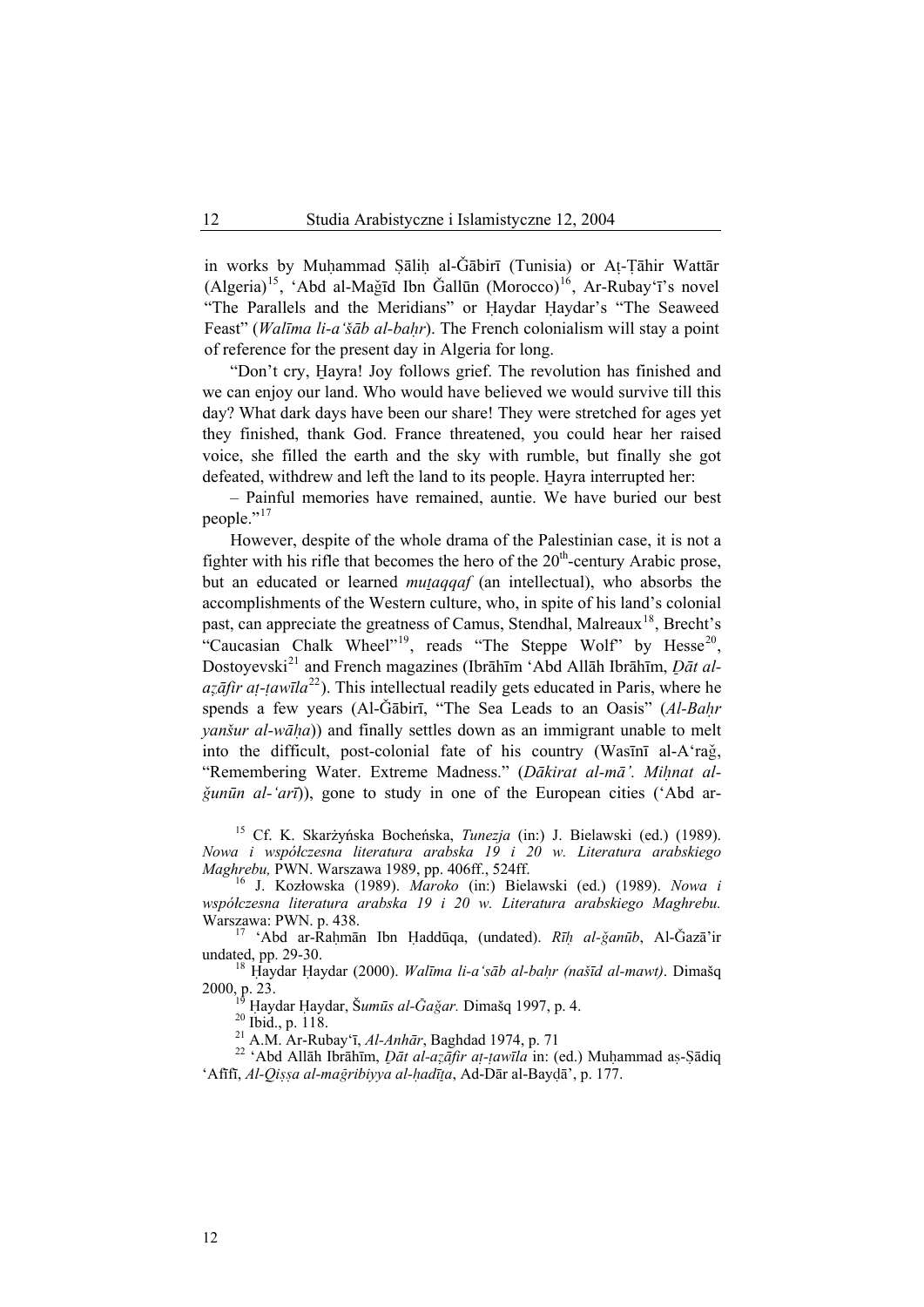in works by Muḥammad Ṣāliḥ al-Ğābirī (Tunisia) or Aṭ-Ṭāhir Wattār (Algeria)[15], 'Abd al-Mağīd Ibn Ğallūn (Morocco)[16], Ar-Rubay'ī's novel "The Parallels and the Meridians" or Ḥaydar Ḥaydar's "The Seaweed Feast" (*Walīma li-a'šāb al-baḥr*). The French colonialism will stay a point of reference for the present day in Algeria for long.

"Don't cry, Ḥayra! Joy follows grief. The revolution has finished and we can enjoy our land. Who would have believed we would survive till this day? What dark days have been our share! They were stretched for ages yet they finished, thank God. France threatened, you could hear her raised voice, she filled the earth and the sky with rumble, but finally she got defeated, withdrew and left the land to its people. Ḥayra interrupted her:

– Painful memories have remained, auntie. We have buried our best people."[17]

However, despite of the whole drama of the Palestinian case, it is not a fighter with his rifle that becomes the hero of the 20th-century Arabic prose, but an educated or learned *muṯaqqaf* (an intellectual), who absorbs the accomplishments of the Western culture, who, in spite of his land's colonial past, can appreciate the greatness of Camus, Stendhal, Malreaux[18], Brecht's "Caucasian Chalk Wheel"[19], reads "The Steppe Wolf" by Hesse[20], Dostoyevski[21] and French magazines (Ibrāhīm 'Abd Allāh Ibrāhīm, *Ḏāt al-aẓāfir aṭ-ṭawīla*[22]). This intellectual readily gets educated in Paris, where he spends a few years (Al-Ğābirī, "The Sea Leads to an Oasis" (*Al-Baḥr yanšur al-wāḥa*)) and finally settles down as an immigrant unable to melt into the difficult, post-colonial fate of his country (Wasīnī al-A'rağ, "Remembering Water. Extreme Madness." (*Ḏākirat al-mā'. Miḥnat al-ğunūn al-'arī*)), gone to study in one of the European cities ('Abd ar-

[15] Cf. K. Skarżyńska Bocheńska, *Tunezja* (in:) J. Bielawski (ed.) (1989). *Nowa i współczesna literatura arabska 19 i 20 w. Literatura arabskiego Maghrebu,* PWN. Warszawa 1989, pp. 406ff., 524ff.

[16] J. Kozłowska (1989). *Maroko* (in:) Bielawski (ed.) (1989). *Nowa i współczesna literatura arabska 19 i 20 w. Literatura arabskiego Maghrebu.* Warszawa: PWN. p. 438.

[17] 'Abd ar-Raḥmān Ibn Ḥaddūqa, (undated). *Rīḥ al-ğanūb*, Al-Ğazā'ir undated, pp. 29-30.

[18] Ḥaydar Ḥaydar (2000). *Walīma li-a'sāb al-baḥr (našīd al-mawt)*. Dimašq 2000, p. 23.

[19] Ḥaydar Ḥaydar, *Šumūs al-Ğağar.* Dimašq 1997, p. 4.

[20] Ibid., p. 118.

[21] A.M. Ar-Rubay'ī, *Al-Anhār*, Baghdad 1974, p. 71

[22] 'Abd Allāh Ibrāhīm, *Ḏāt al-aẓāfir aṭ-ṭawīla* in: (ed.) Muḥammad aṣ-Ṣādiq 'Afīfī, *Al-Qiṣṣa al-mağribiyya al-ḥadīṯa*, Ad-Dār al-Bayḍā', p. 177.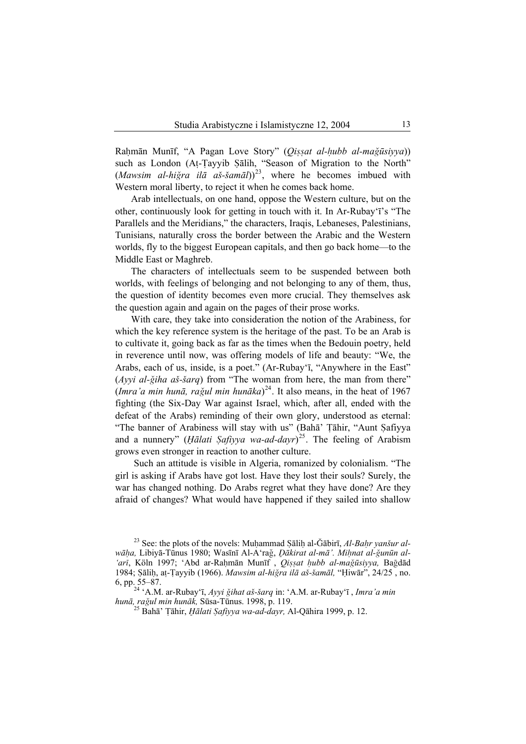Raḥmān Munīf, "A Pagan Love Story" (*Qiṣṣat al-ḥubb al-maǧūsiyya*)) such as London (Aṭ-Ṭayyib Ṣāliḥ, "Season of Migration to the North" (*Mawsim al-hiǧra ilā aš-šamāl*))[23], where he becomes imbued with Western moral liberty, to reject it when he comes back home.

Arab intellectuals, on one hand, oppose the Western culture, but on the other, continuously look for getting in touch with it. In Ar-Rubay'ī's "The Parallels and the Meridians," the characters, Iraqis, Lebaneses, Palestinians, Tunisians, naturally cross the border between the Arabic and the Western worlds, fly to the biggest European capitals, and then go back home—to the Middle East or Maghreb.

The characters of intellectuals seem to be suspended between both worlds, with feelings of belonging and not belonging to any of them, thus, the question of identity becomes even more crucial. They themselves ask the question again and again on the pages of their prose works.

With care, they take into consideration the notion of the Arabiness, for which the key reference system is the heritage of the past. To be an Arab is to cultivate it, going back as far as the times when the Bedouin poetry, held in reverence until now, was offering models of life and beauty: "We, the Arabs, each of us, inside, is a poet." (Ar-Rubay'ī, "Anywhere in the East" (*Ayyi al-ǧiha aš-šarq*) from "The woman from here, the man from there" (*Imra'a min hunā, raǧul min hunāka*)[24]. It also means, in the heat of 1967 fighting (the Six-Day War against Israel, which, after all, ended with the defeat of the Arabs) reminding of their own glory, understood as eternal: "The banner of Arabiness will stay with us" (Bahā' Ṭāhir, "Aunt Ṣafiyya and a nunnery" (*Ḥālati Ṣafiyya wa-ad-dayr*)[25]. The feeling of Arabism grows even stronger in reaction to another culture.

Such an attitude is visible in Algeria, romanized by colonialism. "The girl is asking if Arabs have got lost. Have they lost their souls? Surely, the war has changed nothing. Do Arabs regret what they have done? Are they afraid of changes? What would have happened if they sailed into shallow

---

[23] See: the plots of the novels: Muḥammad Ṣāliḥ al-Ǧābirī, *Al-Baḥr yanšur al-wāḥa,* Libiyā-Tūnus 1980; Wasīnī Al-A'raǧ, *Ḏākirat al-mā'. Miḥnat al-ǧunūn al-'arī*, Köln 1997; 'Abd ar-Raḥmān Munīf , *Qiṣṣat ḥubb al-maǧūsiyya,* Baġdād 1984; Ṣāliḥ, aṭ-Ṭayyib (1966). *Mawsim al-hiǧra ilā aš-šamāl,* "Ḥiwār", 24/25 , no. 6, pp. 55–87.

[24] 'A.M. ar-Rubay'ī, *Ayyi ǧihat aš-šarq* in: 'A.M. ar-Rubay'ī , *Imra'a min hunā, raǧul min hunāk,* Sūsa-Tūnus. 1998, p. 119.

[25] Bahā' Ṭāhir, *Ḥālati Ṣafiyya wa-ad-dayr,* Al-Qāhira 1999, p. 12.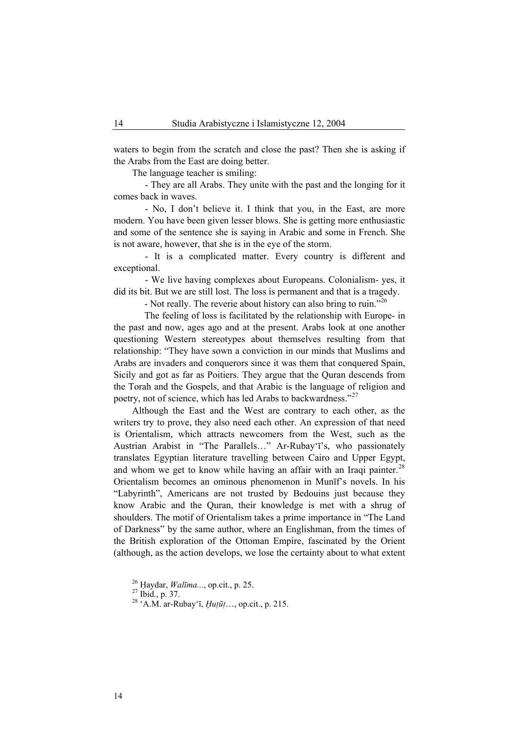waters to begin from the scratch and close the past? Then she is asking if the Arabs from the East are doing better.

The language teacher is smiling:

- They are all Arabs. They unite with the past and the longing for it comes back in waves.

- No, I don't believe it. I think that you, in the East, are more modern. You have been given lesser blows. She is getting more enthusiastic and some of the sentence she is saying in Arabic and some in French. She is not aware, however, that she is in the eye of the storm.

- It is a complicated matter. Every country is different and exceptional.

- We live having complexes about Europeans. Colonialism- yes, it did its bit. But we are still lost. The loss is permanent and that is a tragedy.

- Not really. The reverie about history can also bring to ruin."[26]

The feeling of loss is facilitated by the relationship with Europe- in the past and now, ages ago and at the present. Arabs look at one another questioning Western stereotypes about themselves resulting from that relationship: "They have sown a conviction in our minds that Muslims and Arabs are invaders and conquerors since it was them that conquered Spain, Sicily and got as far as Poitiers. They argue that the Quran descends from the Torah and the Gospels, and that Arabic is the language of religion and poetry, not of science, which has led Arabs to backwardness."[27]

Although the East and the West are contrary to each other, as the writers try to prove, they also need each other. An expression of that need is Orientalism, which attracts newcomers from the West, such as the Austrian Arabist in "The Parallels…" Ar-Rubay'ī's, who passionately translates Egyptian literature travelling between Cairo and Upper Egypt, and whom we get to know while having an affair with an Iraqi painter.[28] Orientalism becomes an ominous phenomenon in Munīf's novels. In his "Labyrinth", Americans are not trusted by Bedouins just because they know Arabic and the Quran, their knowledge is met with a shrug of shoulders. The motif of Orientalism takes a prime importance in "The Land of Darkness" by the same author, where an Englishman, from the times of the British exploration of the Ottoman Empire, fascinated by the Orient (although, as the action develops, we lose the certainty about to what extent

[26] Ḥaydar, *Walīma...*, op.cit., p. 25.
[27] Ibid., p. 37.
[28] 'A.M. ar-Rubay'ī, *Ḫuṭūṭ*…, op.cit., p. 215.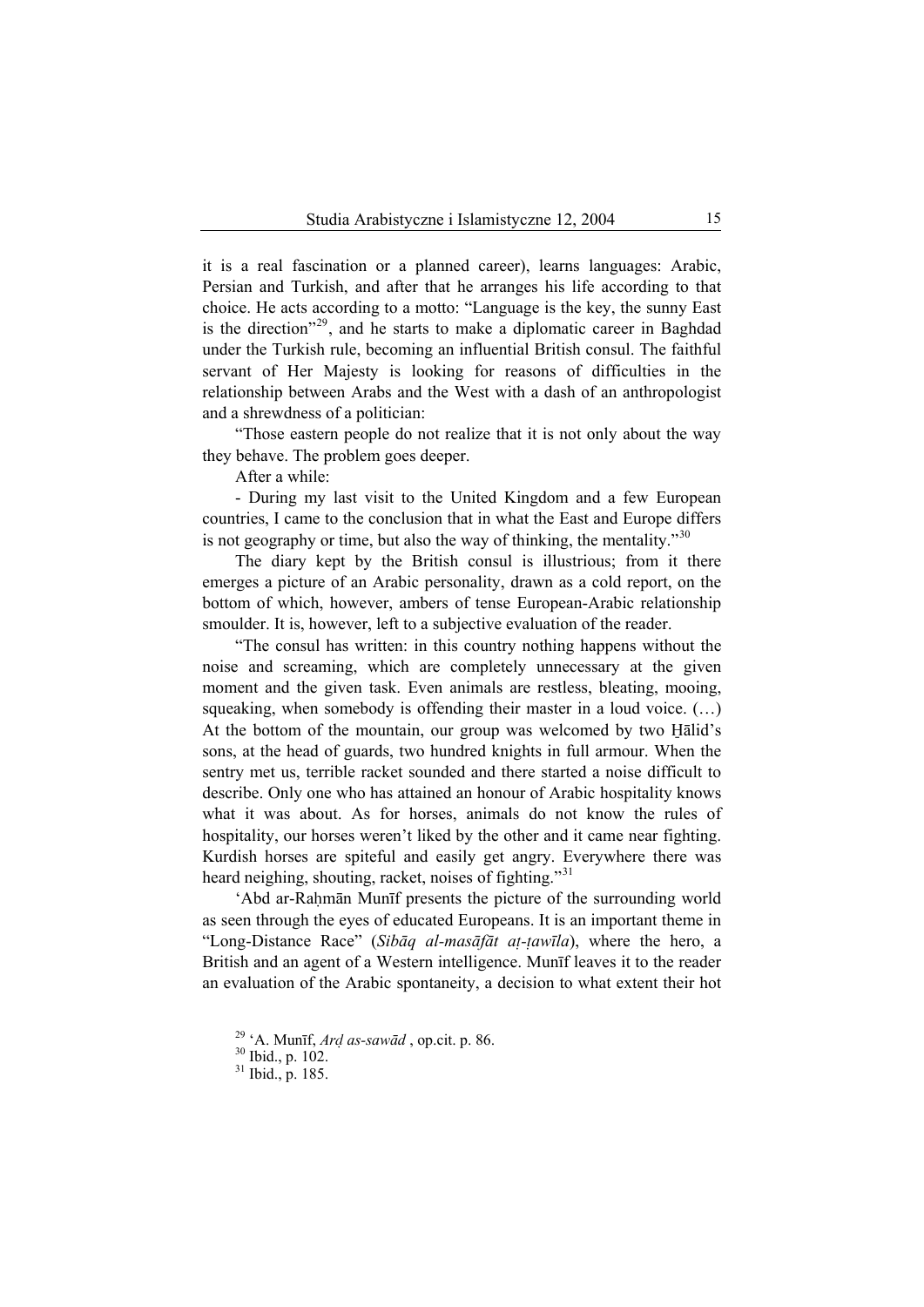it is a real fascination or a planned career), learns languages: Arabic, Persian and Turkish, and after that he arranges his life according to that choice. He acts according to a motto: "Language is the key, the sunny East is the direction"[29], and he starts to make a diplomatic career in Baghdad under the Turkish rule, becoming an influential British consul. The faithful servant of Her Majesty is looking for reasons of difficulties in the relationship between Arabs and the West with a dash of an anthropologist and a shrewdness of a politician:

"Those eastern people do not realize that it is not only about the way they behave. The problem goes deeper.

After a while:

- During my last visit to the United Kingdom and a few European countries, I came to the conclusion that in what the East and Europe differs is not geography or time, but also the way of thinking, the mentality."[30]

The diary kept by the British consul is illustrious; from it there emerges a picture of an Arabic personality, drawn as a cold report, on the bottom of which, however, ambers of tense European-Arabic relationship smoulder. It is, however, left to a subjective evaluation of the reader.

"The consul has written: in this country nothing happens without the noise and screaming, which are completely unnecessary at the given moment and the given task. Even animals are restless, bleating, mooing, squeaking, when somebody is offending their master in a loud voice. (…) At the bottom of the mountain, our group was welcomed by two H̱ālid's sons, at the head of guards, two hundred knights in full armour. When the sentry met us, terrible racket sounded and there started a noise difficult to describe. Only one who has attained an honour of Arabic hospitality knows what it was about. As for horses, animals do not know the rules of hospitality, our horses weren't liked by the other and it came near fighting. Kurdish horses are spiteful and easily get angry. Everywhere there was heard neighing, shouting, racket, noises of fighting."[31]

'Abd ar-Raḥmān Munīf presents the picture of the surrounding world as seen through the eyes of educated Europeans. It is an important theme in "Long-Distance Race" (*Sibāq al-masāfāt aṭ-ṭawīla*), where the hero, a British and an agent of a Western intelligence. Munīf leaves it to the reader an evaluation of the Arabic spontaneity, a decision to what extent their hot

[29] 'A. Munīf, *Arḍ as-sawād* , op.cit. p. 86.

[30] Ibid., p. 102.

[31] Ibid., p. 185.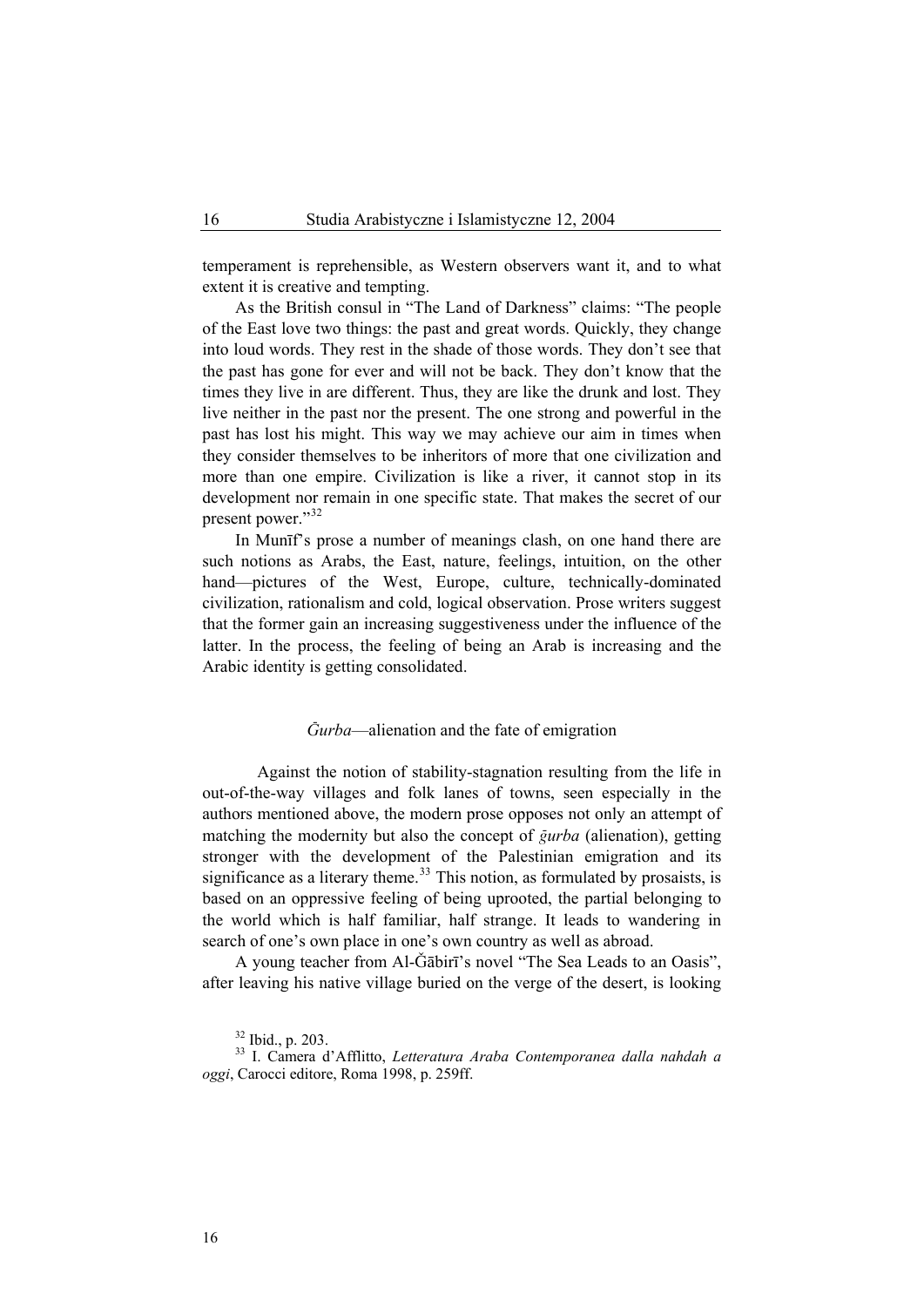temperament is reprehensible, as Western observers want it, and to what extent it is creative and tempting.

As the British consul in "The Land of Darkness" claims: "The people of the East love two things: the past and great words. Quickly, they change into loud words. They rest in the shade of those words. They don't see that the past has gone for ever and will not be back. They don't know that the times they live in are different. Thus, they are like the drunk and lost. They live neither in the past nor the present. The one strong and powerful in the past has lost his might. This way we may achieve our aim in times when they consider themselves to be inheritors of more that one civilization and more than one empire. Civilization is like a river, it cannot stop in its development nor remain in one specific state. That makes the secret of our present power."[32]

In Munīf's prose a number of meanings clash, on one hand there are such notions as Arabs, the East, nature, feelings, intuition, on the other hand—pictures of the West, Europe, culture, technically-dominated civilization, rationalism and cold, logical observation. Prose writers suggest that the former gain an increasing suggestiveness under the influence of the latter. In the process, the feeling of being an Arab is increasing and the Arabic identity is getting consolidated.

## *Ġurba*—alienation and the fate of emigration

Against the notion of stability-stagnation resulting from the life in out-of-the-way villages and folk lanes of towns, seen especially in the authors mentioned above, the modern prose opposes not only an attempt of matching the modernity but also the concept of *ġurba* (alienation), getting stronger with the development of the Palestinian emigration and its significance as a literary theme.[33] This notion, as formulated by prosaists, is based on an oppressive feeling of being uprooted, the partial belonging to the world which is half familiar, half strange. It leads to wandering in search of one's own place in one's own country as well as abroad.

A young teacher from Al-Ǧābirī's novel "The Sea Leads to an Oasis", after leaving his native village buried on the verge of the desert, is looking

[32] Ibid., p. 203.

[33] I. Camera d'Afflitto, *Letteratura Araba Contemporanea dalla nahdah a oggi*, Carocci editore, Roma 1998, p. 259ff.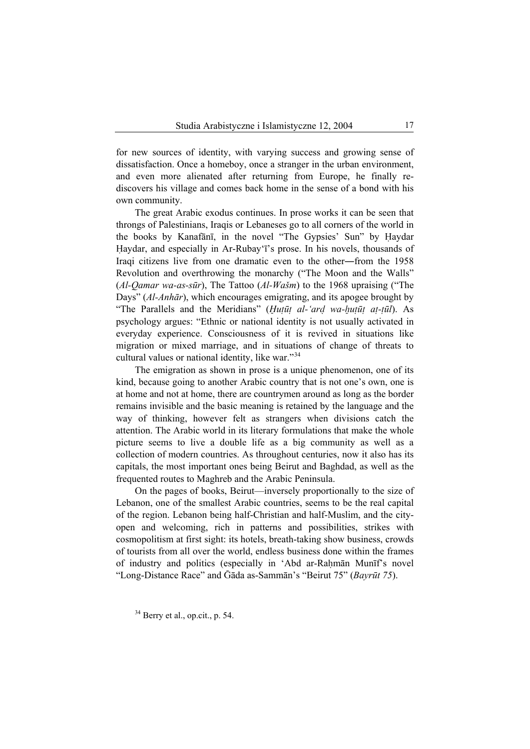for new sources of identity, with varying success and growing sense of dissatisfaction. Once a homeboy, once a stranger in the urban environment, and even more alienated after returning from Europe, he finally re-discovers his village and comes back home in the sense of a bond with his own community.

The great Arabic exodus continues. In prose works it can be seen that throngs of Palestinians, Iraqis or Lebaneses go to all corners of the world in the books by Kanafānī, in the novel "The Gypsies' Sun" by Ḥaydar Ḥaydar, and especially in Ar-Rubay'ī's prose. In his novels, thousands of Iraqi citizens live from one dramatic even to the other―from the 1958 Revolution and overthrowing the monarchy ("The Moon and the Walls" (*Al-Qamar wa-as-sūr*), The Tattoo (*Al-Wašm*) to the 1968 upraising ("The Days" (*Al-Anhār*), which encourages emigrating, and its apogee brought by "The Parallels and the Meridians" (*Ḫuṭūṭ al-'arḍ wa-ḫuṭūṭ aṭ-ṭūl*). As psychology argues: "Ethnic or national identity is not usually activated in everyday experience. Consciousness of it is revived in situations like migration or mixed marriage, and in situations of change of threats to cultural values or national identity, like war."[34]

The emigration as shown in prose is a unique phenomenon, one of its kind, because going to another Arabic country that is not one's own, one is at home and not at home, there are countrymen around as long as the border remains invisible and the basic meaning is retained by the language and the way of thinking, however felt as strangers when divisions catch the attention. The Arabic world in its literary formulations that make the whole picture seems to live a double life as a big community as well as a collection of modern countries. As throughout centuries, now it also has its capitals, the most important ones being Beirut and Baghdad, as well as the frequented routes to Maghreb and the Arabic Peninsula.

On the pages of books, Beirut—inversely proportionally to the size of Lebanon, one of the smallest Arabic countries, seems to be the real capital of the region. Lebanon being half-Christian and half-Muslim, and the city-open and welcoming, rich in patterns and possibilities, strikes with cosmopolitism at first sight: its hotels, breath-taking show business, crowds of tourists from all over the world, endless business done within the frames of industry and politics (especially in 'Abd ar-Raḥmān Munīf's novel "Long-Distance Race" and Ġāda as-Sammān's "Beirut 75" (*Bayrūt 75*).

[34] Berry et al., op.cit., p. 54.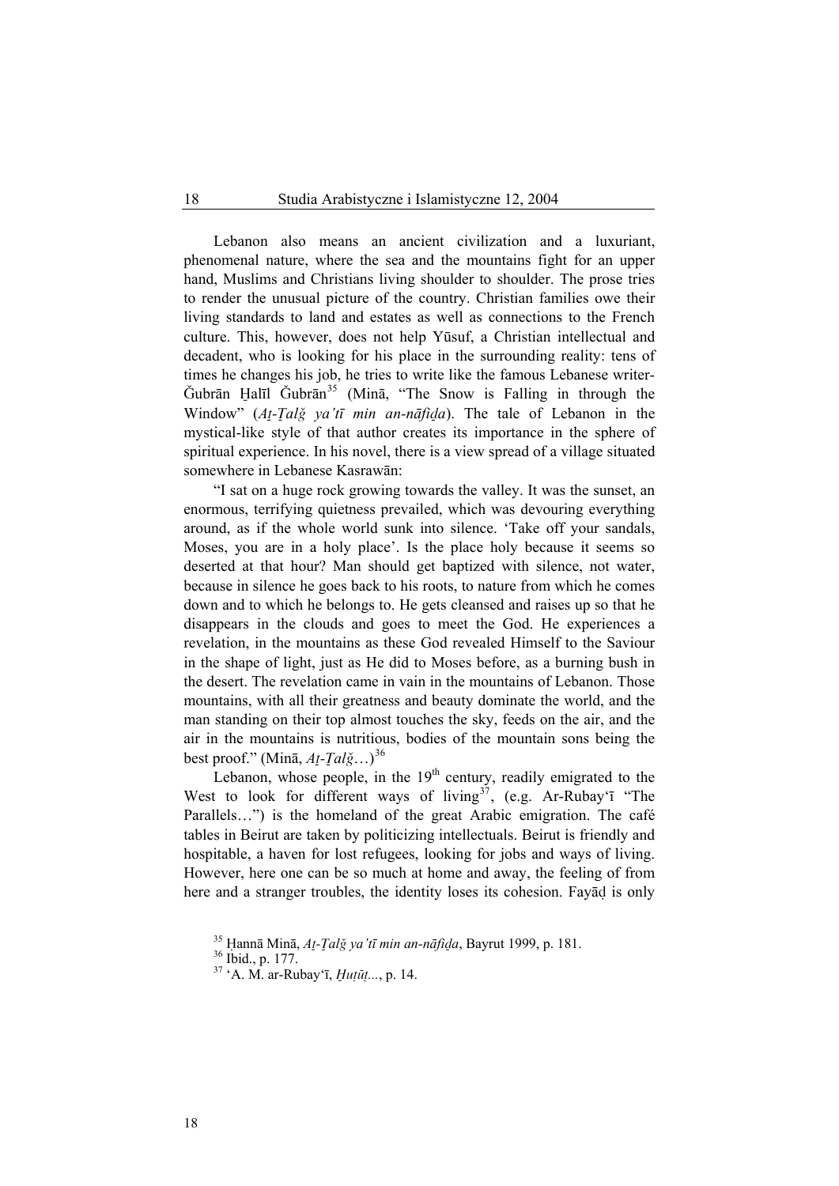Lebanon also means an ancient civilization and a luxuriant, phenomenal nature, where the sea and the mountains fight for an upper hand, Muslims and Christians living shoulder to shoulder. The prose tries to render the unusual picture of the country. Christian families owe their living standards to land and estates as well as connections to the French culture. This, however, does not help Yūsuf, a Christian intellectual and decadent, who is looking for his place in the surrounding reality: tens of times he changes his job, he tries to write like the famous Lebanese writer-Ǧubrān Ḫalīl Ǧubrān[35] (Minā, "The Snow is Falling in through the Window" (*Aṯ-Ṯalǧ ya'tī min an-nāfiḏa*). The tale of Lebanon in the mystical-like style of that author creates its importance in the sphere of spiritual experience. In his novel, there is a view spread of a village situated somewhere in Lebanese Kasrawān:

"I sat on a huge rock growing towards the valley. It was the sunset, an enormous, terrifying quietness prevailed, which was devouring everything around, as if the whole world sunk into silence. 'Take off your sandals, Moses, you are in a holy place'. Is the place holy because it seems so deserted at that hour? Man should get baptized with silence, not water, because in silence he goes back to his roots, to nature from which he comes down and to which he belongs to. He gets cleansed and raises up so that he disappears in the clouds and goes to meet the God. He experiences a revelation, in the mountains as these God revealed Himself to the Saviour in the shape of light, just as He did to Moses before, as a burning bush in the desert. The revelation came in vain in the mountains of Lebanon. Those mountains, with all their greatness and beauty dominate the world, and the man standing on their top almost touches the sky, feeds on the air, and the air in the mountains is nutritious, bodies of the mountain sons being the best proof." (Minā, *Aṯ-Ṯalǧ*…)[36]

Lebanon, whose people, in the 19th century, readily emigrated to the West to look for different ways of living[37], (e.g. Ar-Rubay'ī "The Parallels…") is the homeland of the great Arabic emigration. The café tables in Beirut are taken by politicizing intellectuals. Beirut is friendly and hospitable, a haven for lost refugees, looking for jobs and ways of living. However, here one can be so much at home and away, the feeling of from here and a stranger troubles, the identity loses its cohesion. Fayāḍ is only

[35] Ḥannā Minā, *Aṯ-Ṯalǧ ya'tī min an-nāfiḏa*, Bayrut 1999, p. 181.

[36] Ibid., p. 177.

[37] 'A. M. ar-Rubay'ī, *Ḫuṭūṭ…*, p. 14.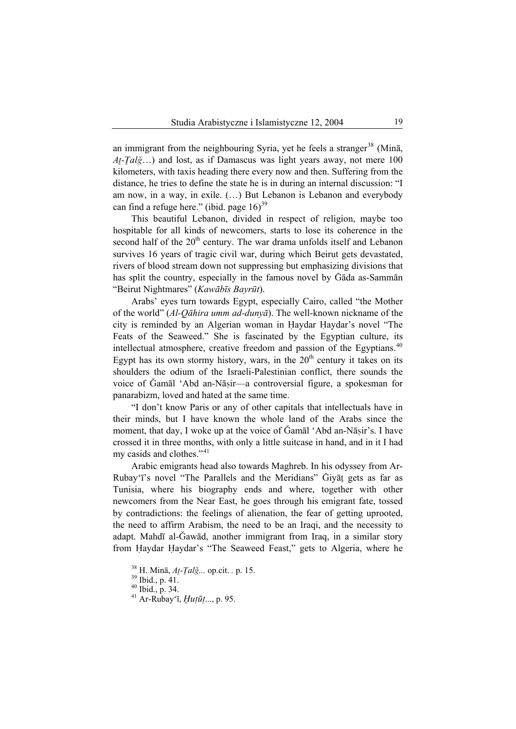an immigrant from the neighbouring Syria, yet he feels a stranger[38] (Minā, *Aṭ-Ṭalǧ*…) and lost, as if Damascus was light years away, not mere 100 kilometers, with taxis heading there every now and then. Suffering from the distance, he tries to define the state he is in during an internal discussion: "I am now, in a way, in exile. (…) But Lebanon is Lebanon and everybody can find a refuge here." (ibid. page 16)[39]

This beautiful Lebanon, divided in respect of religion, maybe too hospitable for all kinds of newcomers, starts to lose its coherence in the second half of the 20th century. The war drama unfolds itself and Lebanon survives 16 years of tragic civil war, during which Beirut gets devastated, rivers of blood stream down not suppressing but emphasizing divisions that has split the country, especially in the famous novel by Ǧāda as-Sammān "Beirut Nightmares" (*Kawābīs Bayrūt*).

Arabs' eyes turn towards Egypt, especially Cairo, called "the Mother of the world" (*Al-Qāhira umm ad-dunyā*). The well-known nickname of the city is reminded by an Algerian woman in Ḥaydar Ḥaydar's novel "The Feats of the Seaweed." She is fascinated by the Egyptian culture, its intellectual atmosphere, creative freedom and passion of the Egyptians.[40] Egypt has its own stormy history, wars, in the 20th century it takes on its shoulders the odium of the Israeli-Palestinian conflict, there sounds the voice of Ǧamāl 'Abd an-Nāṣir—a controversial figure, a spokesman for panarabizm, loved and hated at the same time.

"I don't know Paris or any of other capitals that intellectuals have in their minds, but I have known the whole land of the Arabs since the moment, that day, I woke up at the voice of Ǧamāl 'Abd an-Nāṣir's. I have crossed it in three months, with only a little suitcase in hand, and in it I had my casids and clothes."[41]

Arabic emigrants head also towards Maghreb. In his odyssey from Ar-Rubay'ī's novel "The Parallels and the Meridians" Ġiyāṯ gets as far as Tunisia, where his biography ends and where, together with other newcomers from the Near East, he goes through his emigrant fate, tossed by contradictions: the feelings of alienation, the fear of getting uprooted, the need to affirm Arabism, the need to be an Iraqi, and the necessity to adapt. Mahdī al-Ǧawād, another immigrant from Iraq, in a similar story from Ḥaydar Ḥaydar's "The Seaweed Feast," gets to Algeria, where he

[38] H. Minā, *Aṭ-Ṭalǧ*... op.cit. . p. 15.

[39] Ibid., p. 41.

[40] Ibid., p. 34.

[41] Ar-Rubay'ī, *Ḫuṭūṭ*..., p. 95.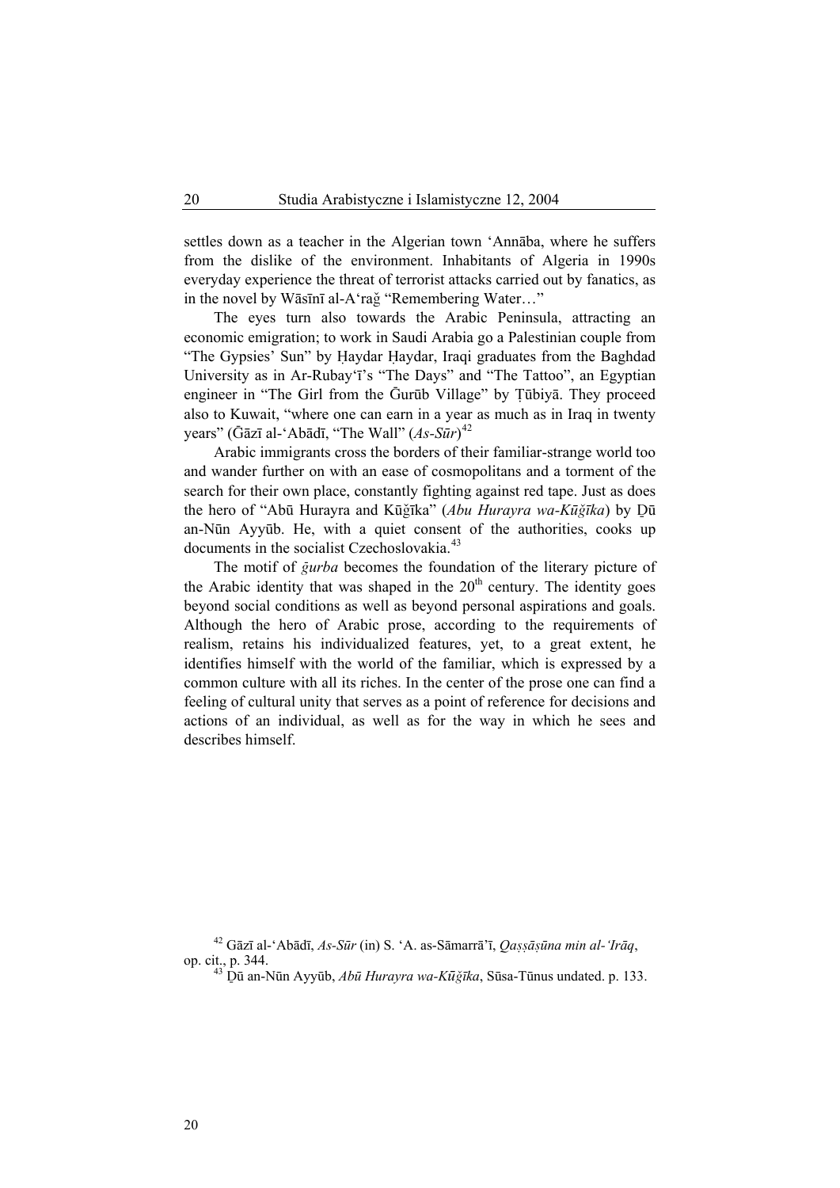settles down as a teacher in the Algerian town ‘Annāba, where he suffers from the dislike of the environment. Inhabitants of Algeria in 1990s everyday experience the threat of terrorist attacks carried out by fanatics, as in the novel by Wāsīnī al-A‘raǧ “Remembering Water…”

The eyes turn also towards the Arabic Peninsula, attracting an economic emigration; to work in Saudi Arabia go a Palestinian couple from “The Gypsies’ Sun” by Ḥaydar Ḥaydar, Iraqi graduates from the Baghdad University as in Ar-Rubay‘ī’s “The Days” and “The Tattoo”, an Egyptian engineer in “The Girl from the Ġurūb Village” by Ṭūbiyā. They proceed also to Kuwait, “where one can earn in a year as much as in Iraq in twenty years” (Ġāzī al-‘Abādī, “The Wall” (*As-Sūr*)[42]

Arabic immigrants cross the borders of their familiar-strange world too and wander further on with an ease of cosmopolitans and a torment of the search for their own place, constantly fighting against red tape. Just as does the hero of “Abū Hurayra and Kūǧīka” (*Abu Hurayra wa-Kūǧīka*) by Ḏū an-Nūn Ayyūb. He, with a quiet consent of the authorities, cooks up documents in the socialist Czechoslovakia.[43]

The motif of *ġurba* becomes the foundation of the literary picture of the Arabic identity that was shaped in the 20th century. The identity goes beyond social conditions as well as beyond personal aspirations and goals. Although the hero of Arabic prose, according to the requirements of realism, retains his individualized features, yet, to a great extent, he identifies himself with the world of the familiar, which is expressed by a common culture with all its riches. In the center of the prose one can find a feeling of cultural unity that serves as a point of reference for decisions and actions of an individual, as well as for the way in which he sees and describes himself.

[42] Gāzī al-‘Abādī, *As-Sūr* (in) S. ‘A. as-Sāmarrā’ī, *Qaṣṣāṣūna min al-‘Irāq*, op. cit., p. 344.

[43] Ḏū an-Nūn Ayyūb, *Abū Hurayra wa-Kūǧīka*, Sūsa-Tūnus undated. p. 133.